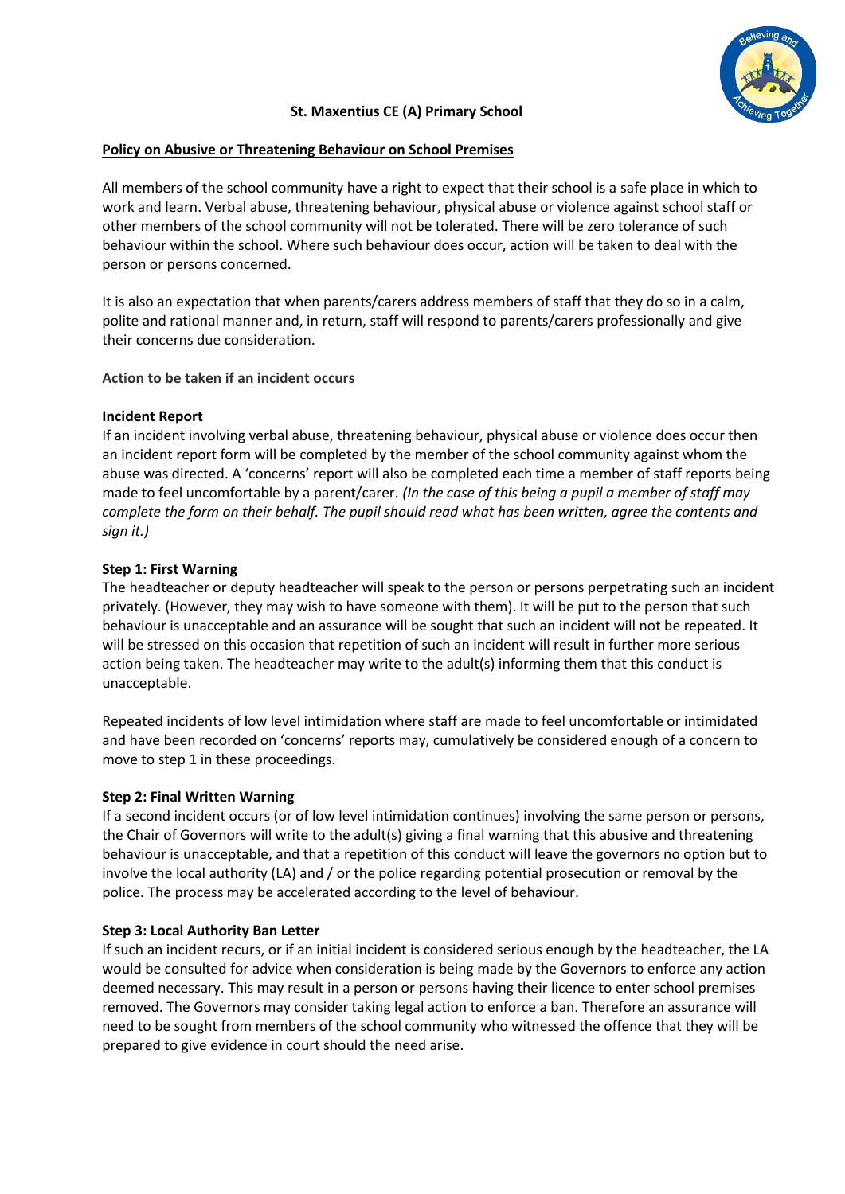# St. Maxentius CE (A) Primary School

## Policy on Abusive or Threatening Behaviour on School Premises

All members of the school community have a right to expect that their school is a safe place in which to work and learn. Verbal abuse, threatening behaviour, physical abuse or violence against school staff or other members of the school community will not be tolerated. There will be zero tolerance of such behaviour within the school. Where such behaviour does occur, action will be taken to deal with the person or persons concerned.

It is also an expectation that when parents/carers address members of staff that they do so in a calm, polite and rational manner and, in return, staff will respond to parents/carers professionally and give their concerns due consideration.

### Action to be taken if an incident occurs

**Incident Report**

If an incident involving verbal abuse, threatening behaviour, physical abuse or violence does occur then an incident report form will be completed by the member of the school community against whom the abuse was directed. A 'concerns' report will also be completed each time a member of staff reports being made to feel uncomfortable by a parent/carer. *(In the case of this being a pupil a member of staff may complete the form on their behalf. The pupil should read what has been written, agree the contents and sign it.)*

**Step 1: First Warning**

The headteacher or deputy headteacher will speak to the person or persons perpetrating such an incident privately. (However, they may wish to have someone with them). It will be put to the person that such behaviour is unacceptable and an assurance will be sought that such an incident will not be repeated. It will be stressed on this occasion that repetition of such an incident will result in further more serious action being taken. The headteacher may write to the adult(s) informing them that this conduct is unacceptable.

Repeated incidents of low level intimidation where staff are made to feel uncomfortable or intimidated and have been recorded on 'concerns' reports may, cumulatively be considered enough of a concern to move to step 1 in these proceedings.

**Step 2: Final Written Warning**

If a second incident occurs (or of low level intimidation continues) involving the same person or persons, the Chair of Governors will write to the adult(s) giving a final warning that this abusive and threatening behaviour is unacceptable, and that a repetition of this conduct will leave the governors no option but to involve the local authority (LA) and / or the police regarding potential prosecution or removal by the police. The process may be accelerated according to the level of behaviour.

**Step 3: Local Authority Ban Letter**

If such an incident recurs, or if an initial incident is considered serious enough by the headteacher, the LA would be consulted for advice when consideration is being made by the Governors to enforce any action deemed necessary. This may result in a person or persons having their licence to enter school premises removed. The Governors may consider taking legal action to enforce a ban. Therefore an assurance will need to be sought from members of the school community who witnessed the offence that they will be prepared to give evidence in court should the need arise.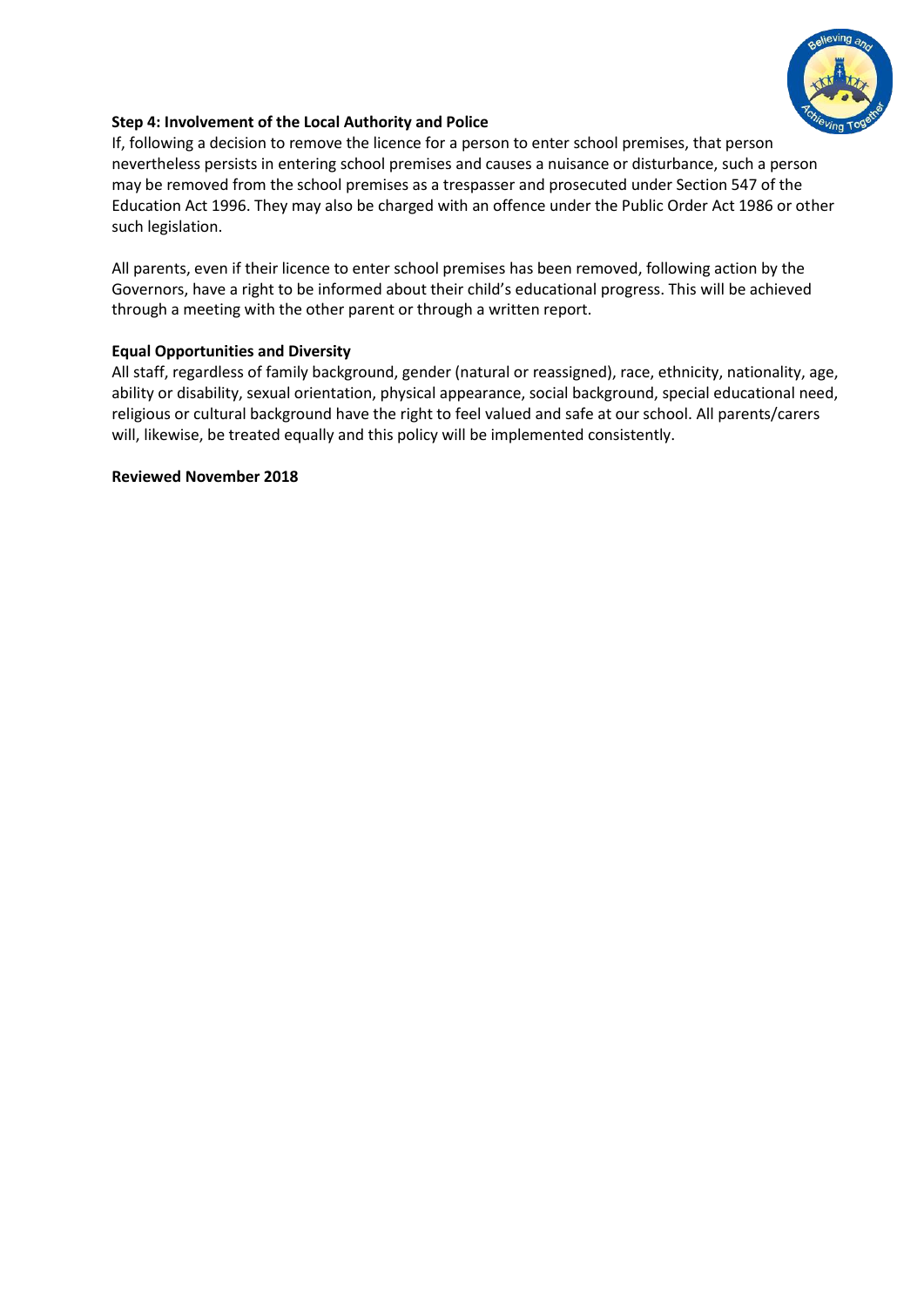**Step 4: Involvement of the Local Authority and Police**

If, following a decision to remove the licence for a person to enter school premises, that person nevertheless persists in entering school premises and causes a nuisance or disturbance, such a person may be removed from the school premises as a trespasser and prosecuted under Section 547 of the Education Act 1996. They may also be charged with an offence under the Public Order Act 1986 or other such legislation.

All parents, even if their licence to enter school premises has been removed, following action by the Governors, have a right to be informed about their child's educational progress. This will be achieved through a meeting with the other parent or through a written report.

**Equal Opportunities and Diversity**

All staff, regardless of family background, gender (natural or reassigned), race, ethnicity, nationality, age, ability or disability, sexual orientation, physical appearance, social background, special educational need, religious or cultural background have the right to feel valued and safe at our school. All parents/carers will, likewise, be treated equally and this policy will be implemented consistently.

**Reviewed November 2018**